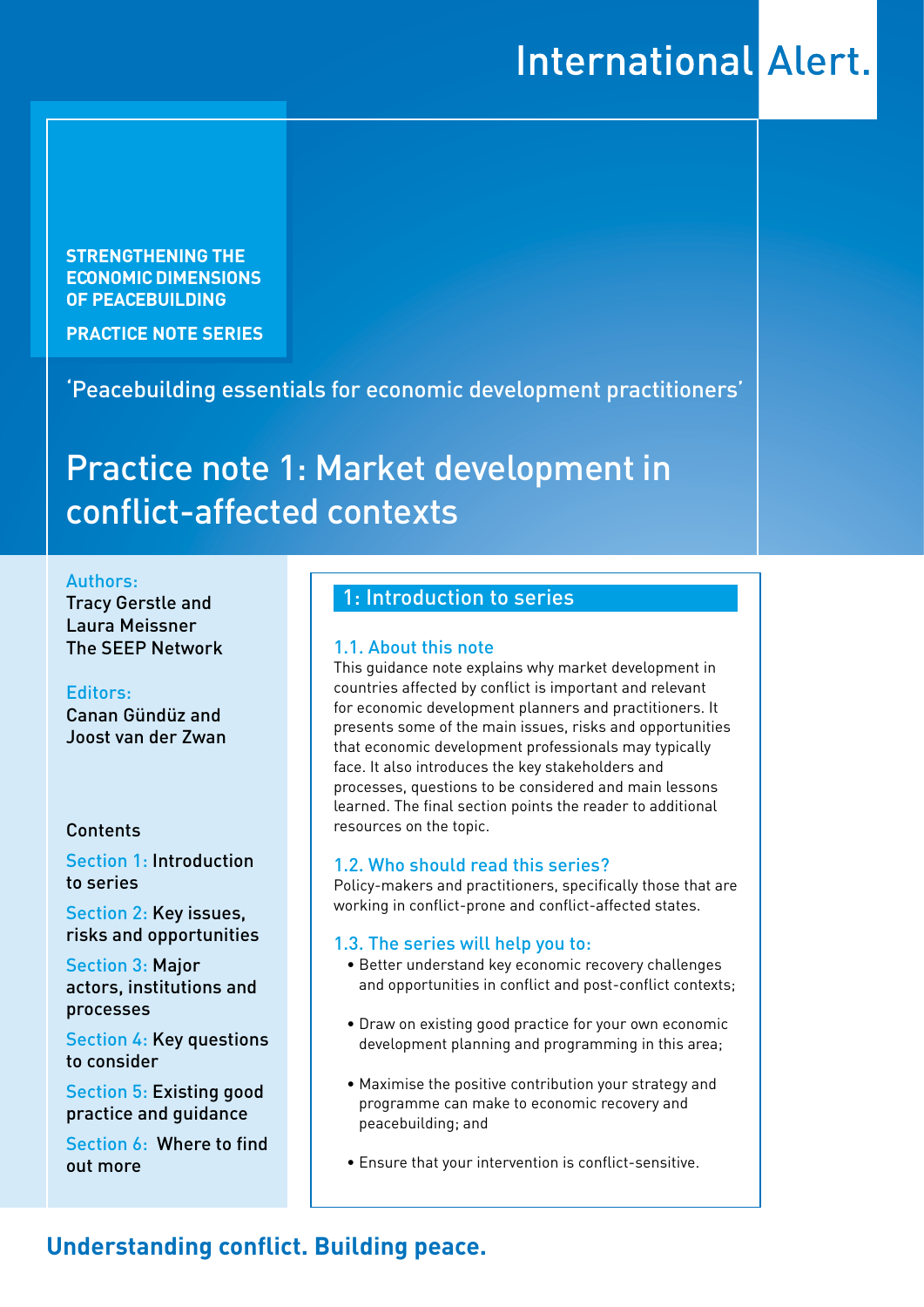International Alert.

**STRENGTHENING THE ECONOMIC DIMENSIONS OF PEACEBUILDING**

**PRACTICE NOTE SERIES**

‘Peacebuilding essentials for economic development practitioners’

# Practice note 1: Market development in conflict-affected contexts

**Authors:**
Tracy Gerstle and Laura Meissner
The SEEP Network

**Editors:**
Canan Gündüz and Joost van der Zwan

**Contents**

- Section 1: Introduction to series
- Section 2: Key issues, risks and opportunities
- Section 3: Major actors, institutions and processes
- Section 4: Key questions to consider
- Section 5: Existing good practice and guidance
- Section 6: Where to find out more

## 1: Introduction to series

### 1.1. About this note

This guidance note explains why market development in countries affected by conflict is important and relevant for economic development planners and practitioners. It presents some of the main issues, risks and opportunities that economic development professionals may typically face. It also introduces the key stakeholders and processes, questions to be considered and main lessons learned. The final section points the reader to additional resources on the topic.

### 1.2. Who should read this series?

Policy-makers and practitioners, specifically those that are working in conflict-prone and conflict-affected states.

### 1.3. The series will help you to:

- Better understand key economic recovery challenges and opportunities in conflict and post-conflict contexts;
- Draw on existing good practice for your own economic development planning and programming in this area;
- Maximise the positive contribution your strategy and programme can make to economic recovery and peacebuilding; and
- Ensure that your intervention is conflict-sensitive.

**Understanding conflict. Building peace.**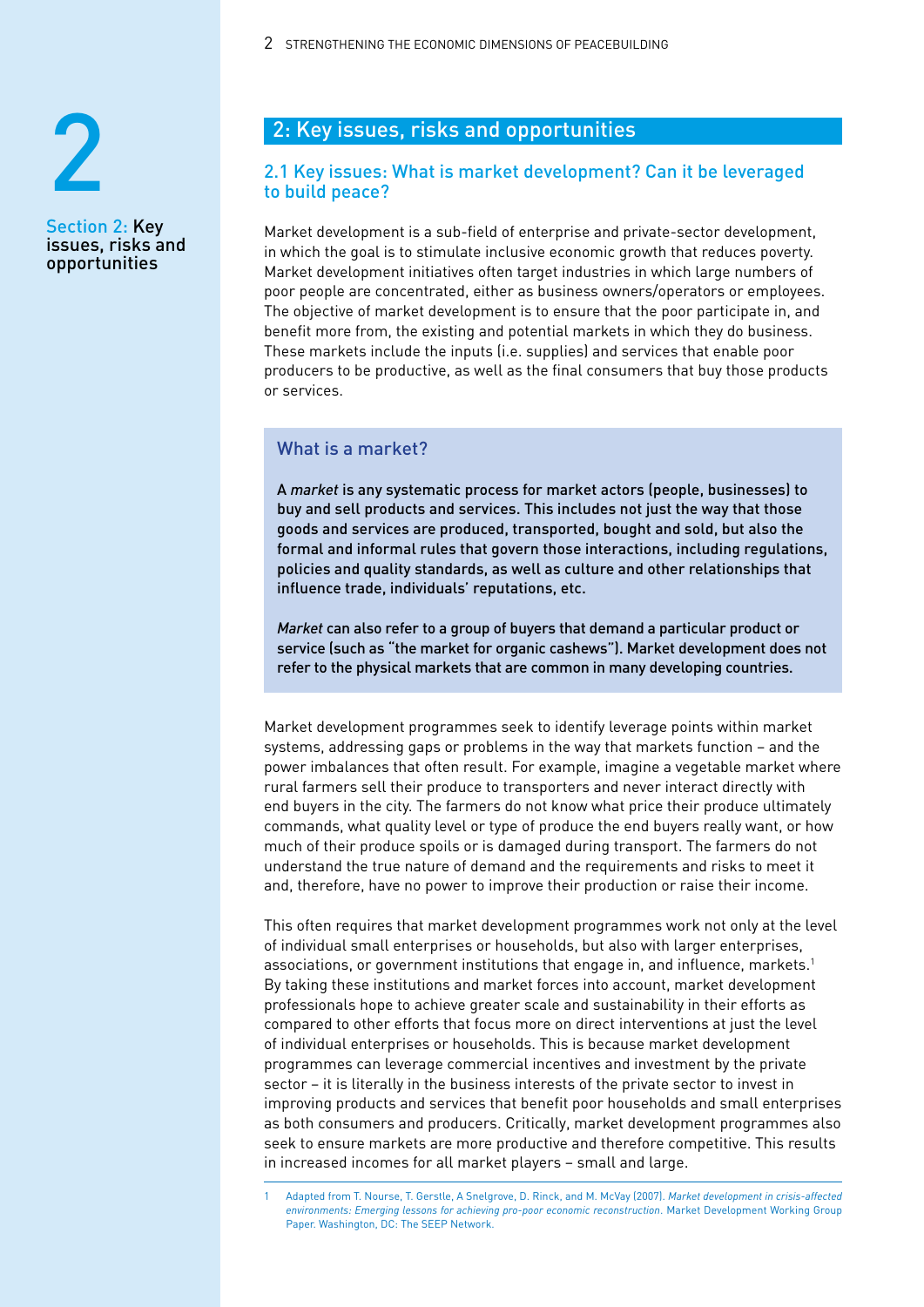## 2: Key issues, risks and opportunities

### 2.1 Key issues: What is market development? Can it be leveraged to build peace?

Market development is a sub-field of enterprise and private-sector development, in which the goal is to stimulate inclusive economic growth that reduces poverty. Market development initiatives often target industries in which large numbers of poor people are concentrated, either as business owners/operators or employees. The objective of market development is to ensure that the poor participate in, and benefit more from, the existing and potential markets in which they do business. These markets include the inputs (i.e. supplies) and services that enable poor producers to be productive, as well as the final consumers that buy those products or services.

#### What is a market?

**A *market* is any systematic process for market actors (people, businesses) to buy and sell products and services. This includes not just the way that those goods and services are produced, transported, bought and sold, but also the formal and informal rules that govern those interactions, including regulations, policies and quality standards, as well as culture and other relationships that influence trade, individuals' reputations, etc.**

***Market* can also refer to a group of buyers that demand a particular product or service (such as "the market for organic cashews"). Market development does not refer to the physical markets that are common in many developing countries.**

Market development programmes seek to identify leverage points within market systems, addressing gaps or problems in the way that markets function – and the power imbalances that often result. For example, imagine a vegetable market where rural farmers sell their produce to transporters and never interact directly with end buyers in the city. The farmers do not know what price their produce ultimately commands, what quality level or type of produce the end buyers really want, or how much of their produce spoils or is damaged during transport. The farmers do not understand the true nature of demand and the requirements and risks to meet it and, therefore, have no power to improve their production or raise their income.

This often requires that market development programmes work not only at the level of individual small enterprises or households, but also with larger enterprises, associations, or government institutions that engage in, and influence, markets.[1] By taking these institutions and market forces into account, market development professionals hope to achieve greater scale and sustainability in their efforts as compared to other efforts that focus more on direct interventions at just the level of individual enterprises or households. This is because market development programmes can leverage commercial incentives and investment by the private sector – it is literally in the business interests of the private sector to invest in improving products and services that benefit poor households and small enterprises as both consumers and producers. Critically, market development programmes also seek to ensure markets are more productive and therefore competitive. This results in increased incomes for all market players – small and large.

1 Adapted from T. Nourse, T. Gerstle, A Snelgrove, D. Rinck, and M. McVay (2007). *Market development in crisis-affected environments: Emerging lessons for achieving pro-poor economic reconstruction.* Market Development Working Group Paper. Washington, DC: The SEEP Network.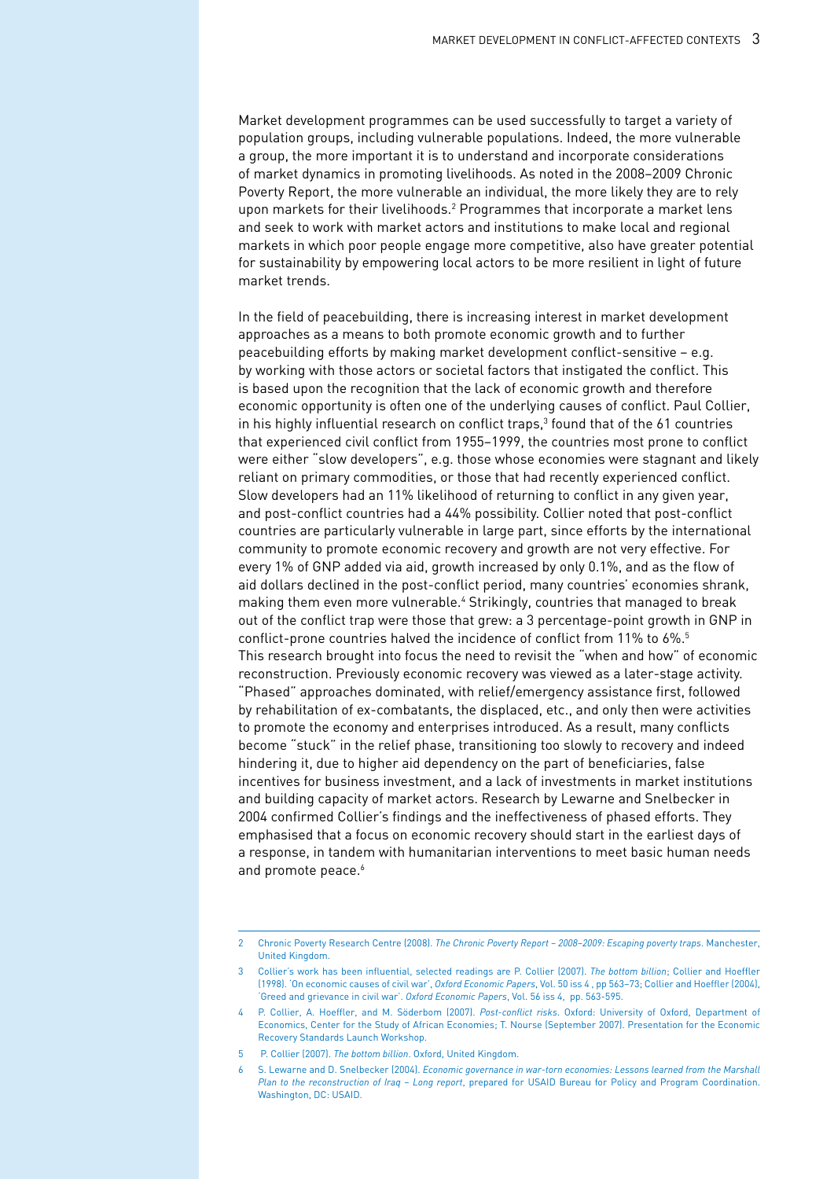Market development programmes can be used successfully to target a variety of population groups, including vulnerable populations. Indeed, the more vulnerable a group, the more important it is to understand and incorporate considerations of market dynamics in promoting livelihoods. As noted in the 2008–2009 Chronic Poverty Report, the more vulnerable an individual, the more likely they are to rely upon markets for their livelihoods.[2] Programmes that incorporate a market lens and seek to work with market actors and institutions to make local and regional markets in which poor people engage more competitive, also have greater potential for sustainability by empowering local actors to be more resilient in light of future market trends.

In the field of peacebuilding, there is increasing interest in market development approaches as a means to both promote economic growth and to further peacebuilding efforts by making market development conflict-sensitive – e.g. by working with those actors or societal factors that instigated the conflict. This is based upon the recognition that the lack of economic growth and therefore economic opportunity is often one of the underlying causes of conflict. Paul Collier, in his highly influential research on conflict traps,[3] found that of the 61 countries that experienced civil conflict from 1955–1999, the countries most prone to conflict were either "slow developers", e.g. those whose economies were stagnant and likely reliant on primary commodities, or those that had recently experienced conflict. Slow developers had an 11% likelihood of returning to conflict in any given year, and post-conflict countries had a 44% possibility. Collier noted that post-conflict countries are particularly vulnerable in large part, since efforts by the international community to promote economic recovery and growth are not very effective. For every 1% of GNP added via aid, growth increased by only 0.1%, and as the flow of aid dollars declined in the post-conflict period, many countries' economies shrank, making them even more vulnerable.[4] Strikingly, countries that managed to break out of the conflict trap were those that grew: a 3 percentage-point growth in GNP in conflict-prone countries halved the incidence of conflict from 11% to 6%.[5]
This research brought into focus the need to revisit the "when and how" of economic reconstruction. Previously economic recovery was viewed as a later-stage activity. "Phased" approaches dominated, with relief/emergency assistance first, followed by rehabilitation of ex-combatants, the displaced, etc., and only then were activities to promote the economy and enterprises introduced. As a result, many conflicts become "stuck" in the relief phase, transitioning too slowly to recovery and indeed hindering it, due to higher aid dependency on the part of beneficiaries, false incentives for business investment, and a lack of investments in market institutions and building capacity of market actors. Research by Lewarne and Snelbecker in 2004 confirmed Collier's findings and the ineffectiveness of phased efforts. They emphasised that a focus on economic recovery should start in the earliest days of a response, in tandem with humanitarian interventions to meet basic human needs and promote peace.[6]

---

2 Chronic Poverty Research Centre (2008). *The Chronic Poverty Report – 2008–2009: Escaping poverty traps*. Manchester, United Kingdom.

3 Collier's work has been influential, selected readings are P. Collier (2007). *The bottom billion*; Collier and Hoeffler (1998). 'On economic causes of civil war', *Oxford Economic Papers*, Vol. 50 iss 4 , pp 563–73; Collier and Hoeffler (2004), 'Greed and grievance in civil war'. *Oxford Economic Papers*, Vol. 56 iss 4, pp. 563-595.

4 P. Collier, A. Hoeffler, and M. Söderbom (2007). *Post-conflict risks*. Oxford: University of Oxford, Department of Economics, Center for the Study of African Economies; T. Nourse (September 2007). Presentation for the Economic Recovery Standards Launch Workshop.

5 P. Collier (2007). *The bottom billion*. Oxford, United Kingdom.

6 S. Lewarne and D. Snelbecker (2004). *Economic governance in war-torn economies: Lessons learned from the Marshall Plan to the reconstruction of Iraq – Long report*, prepared for USAID Bureau for Policy and Program Coordination. Washington, DC: USAID.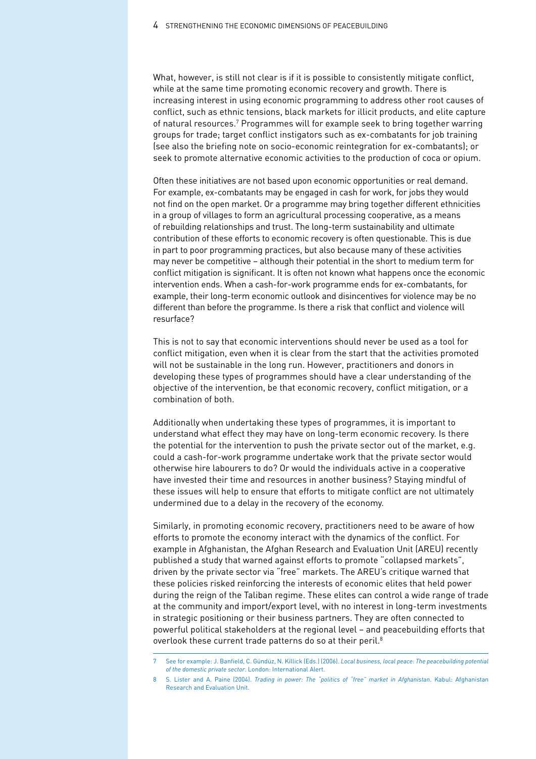What, however, is still not clear is if it is possible to consistently mitigate conflict, while at the same time promoting economic recovery and growth. There is increasing interest in using economic programming to address other root causes of conflict, such as ethnic tensions, black markets for illicit products, and elite capture of natural resources.[7] Programmes will for example seek to bring together warring groups for trade; target conflict instigators such as ex-combatants for job training (see also the briefing note on socio-economic reintegration for ex-combatants); or seek to promote alternative economic activities to the production of coca or opium.

Often these initiatives are not based upon economic opportunities or real demand. For example, ex-combatants may be engaged in cash for work, for jobs they would not find on the open market. Or a programme may bring together different ethnicities in a group of villages to form an agricultural processing cooperative, as a means of rebuilding relationships and trust. The long-term sustainability and ultimate contribution of these efforts to economic recovery is often questionable. This is due in part to poor programming practices, but also because many of these activities may never be competitive – although their potential in the short to medium term for conflict mitigation is significant. It is often not known what happens once the economic intervention ends. When a cash-for-work programme ends for ex-combatants, for example, their long-term economic outlook and disincentives for violence may be no different than before the programme. Is there a risk that conflict and violence will resurface?

This is not to say that economic interventions should never be used as a tool for conflict mitigation, even when it is clear from the start that the activities promoted will not be sustainable in the long run. However, practitioners and donors in developing these types of programmes should have a clear understanding of the objective of the intervention, be that economic recovery, conflict mitigation, or a combination of both.

Additionally when undertaking these types of programmes, it is important to understand what effect they may have on long-term economic recovery. Is there the potential for the intervention to push the private sector out of the market, e.g. could a cash-for-work programme undertake work that the private sector would otherwise hire labourers to do? Or would the individuals active in a cooperative have invested their time and resources in another business? Staying mindful of these issues will help to ensure that efforts to mitigate conflict are not ultimately undermined due to a delay in the recovery of the economy.

Similarly, in promoting economic recovery, practitioners need to be aware of how efforts to promote the economy interact with the dynamics of the conflict. For example in Afghanistan, the Afghan Research and Evaluation Unit (AREU) recently published a study that warned against efforts to promote "collapsed markets", driven by the private sector via "free" markets. The AREU's critique warned that these policies risked reinforcing the interests of economic elites that held power during the reign of the Taliban regime. These elites can control a wide range of trade at the community and import/export level, with no interest in long-term investments in strategic positioning or their business partners. They are often connected to powerful political stakeholders at the regional level – and peacebuilding efforts that overlook these current trade patterns do so at their peril.[8]

---

7 See for example: J. Banfield, C. Gündüz, N. Killick (Eds.) (2006). *Local business, local peace: The peacebuilding potential of the domestic private sector*. London: International Alert.

8 S. Lister and A. Paine (2004). *Trading in power: The "politics of "free" market in Afghanistan*. Kabul: Afghanistan Research and Evaluation Unit.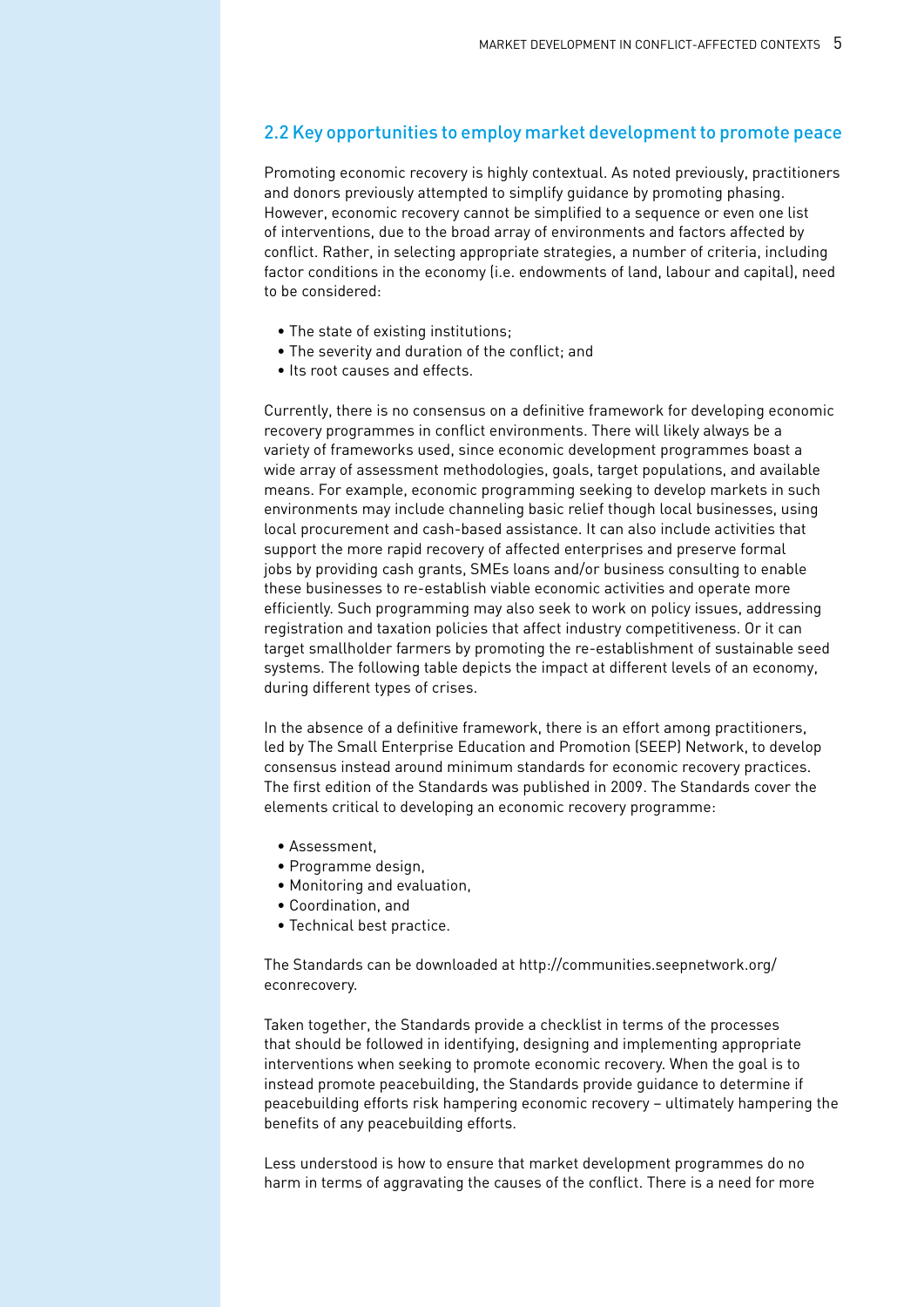## 2.2 Key opportunities to employ market development to promote peace

Promoting economic recovery is highly contextual. As noted previously, practitioners and donors previously attempted to simplify guidance by promoting phasing. However, economic recovery cannot be simplified to a sequence or even one list of interventions, due to the broad array of environments and factors affected by conflict. Rather, in selecting appropriate strategies, a number of criteria, including factor conditions in the economy (i.e. endowments of land, labour and capital), need to be considered:

- The state of existing institutions;
- The severity and duration of the conflict; and
- Its root causes and effects.

Currently, there is no consensus on a definitive framework for developing economic recovery programmes in conflict environments. There will likely always be a variety of frameworks used, since economic development programmes boast a wide array of assessment methodologies, goals, target populations, and available means. For example, economic programming seeking to develop markets in such environments may include channeling basic relief though local businesses, using local procurement and cash-based assistance. It can also include activities that support the more rapid recovery of affected enterprises and preserve formal jobs by providing cash grants, SMEs loans and/or business consulting to enable these businesses to re-establish viable economic activities and operate more efficiently. Such programming may also seek to work on policy issues, addressing registration and taxation policies that affect industry competitiveness. Or it can target smallholder farmers by promoting the re-establishment of sustainable seed systems. The following table depicts the impact at different levels of an economy, during different types of crises.

In the absence of a definitive framework, there is an effort among practitioners, led by The Small Enterprise Education and Promotion (SEEP) Network, to develop consensus instead around minimum standards for economic recovery practices. The first edition of the Standards was published in 2009. The Standards cover the elements critical to developing an economic recovery programme:

- Assessment,
- Programme design,
- Monitoring and evaluation,
- Coordination, and
- Technical best practice.

The Standards can be downloaded at http://communities.seepnetwork.org/econrecovery.

Taken together, the Standards provide a checklist in terms of the processes that should be followed in identifying, designing and implementing appropriate interventions when seeking to promote economic recovery. When the goal is to instead promote peacebuilding, the Standards provide guidance to determine if peacebuilding efforts risk hampering economic recovery – ultimately hampering the benefits of any peacebuilding efforts.

Less understood is how to ensure that market development programmes do no harm in terms of aggravating the causes of the conflict. There is a need for more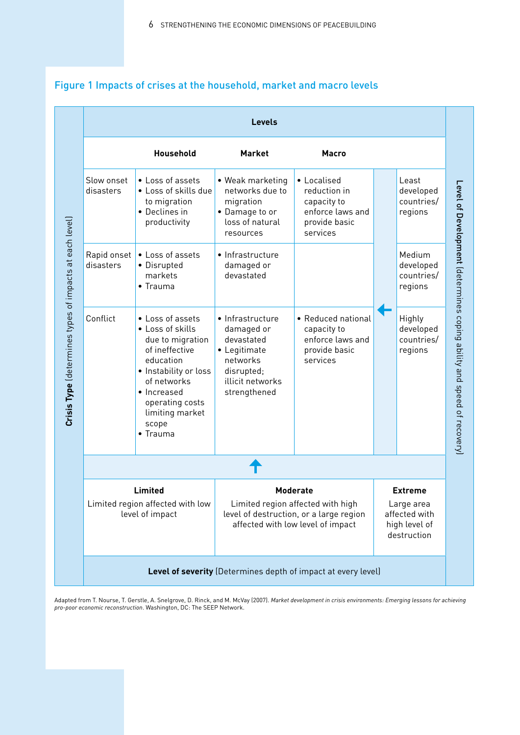## Figure 1 Impacts of crises at the household, market and macro levels

**Crisis Type** (determines types of impacts at each level)

| | **Levels** | | | **Level of Development** (determines coping ability and speed of recovery) |
|---|---|---|---|---|
| | **Household** | **Market** | **Macro** | |
| Slow onset disasters | • Loss of assets<br>• Loss of skills due to migration<br>• Declines in productivity | • Weak marketing networks due to migration<br>• Damage to or loss of natural resources | • Localised reduction in capacity to enforce laws and provide basic services | Least developed countries/ regions |
| Rapid onset disasters | • Loss of assets<br>• Disrupted markets<br>• Trauma | • Infrastructure damaged or devastated | | Medium developed countries/ regions |
| Conflict | • Loss of assets<br>• Loss of skills due to migration of ineffective education<br>• Instability or loss of networks<br>• Increased operating costs limiting market scope<br>• Trauma | • Infrastructure damaged or devastated<br>• Legitimate networks disrupted; illicit networks strengthened | • Reduced national capacity to enforce laws and provide basic services | Highly developed countries/ regions |

| **Limited** | **Moderate** | **Extreme** |
|---|---|---|
| Limited region affected with low level of impact | Limited region affected with high level of destruction, or a large region affected with low level of impact | Large area affected with high level of destruction |

**Level of severity** (Determines depth of impact at every level)

Adapted from T. Nourse, T. Gerstle, A. Snelgrove, D. Rinck, and M. McVay (2007). *Market development in crisis environments: Emerging lessons for achieving pro-poor economic reconstruction*. Washington, DC: The SEEP Network.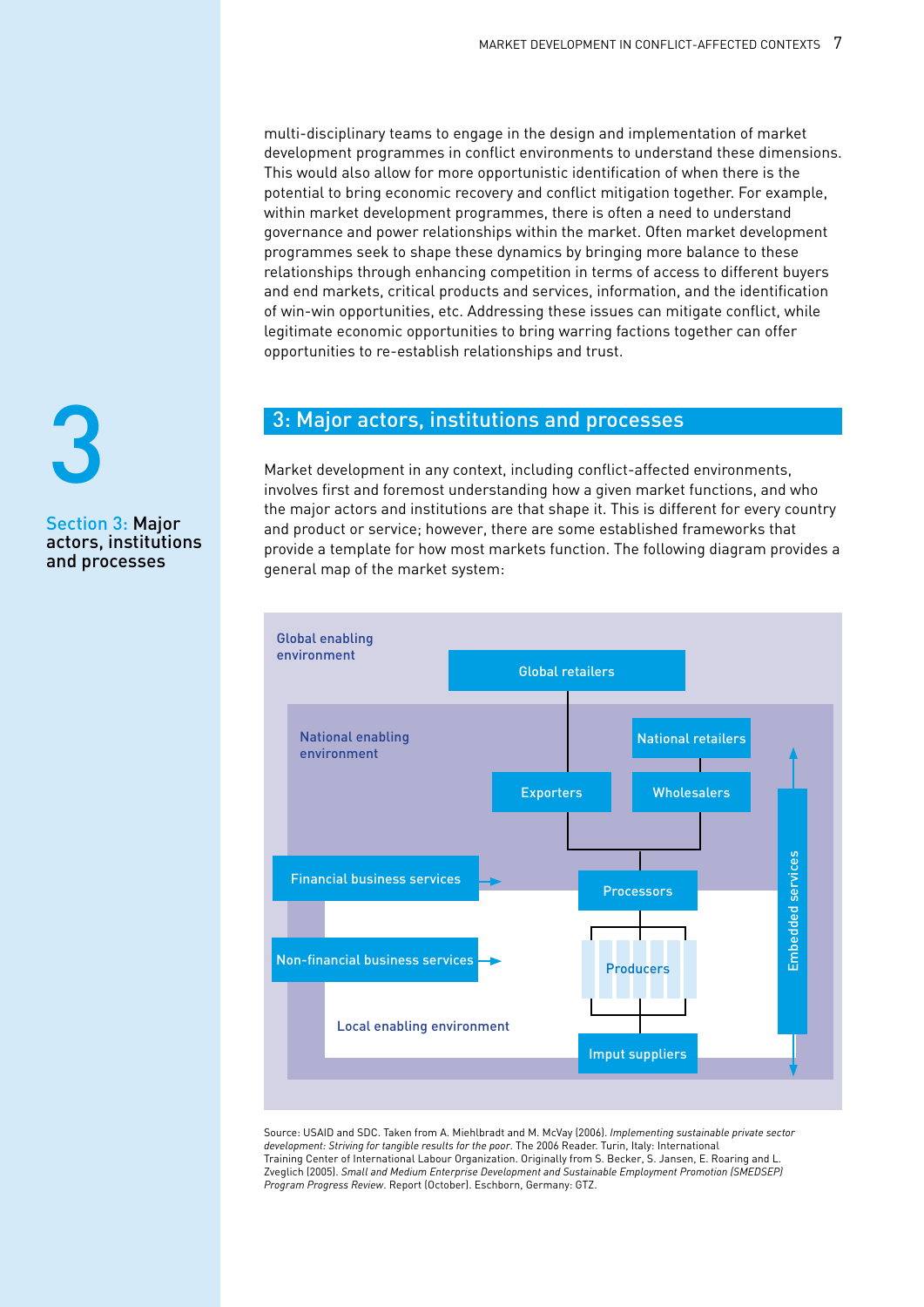multi-disciplinary teams to engage in the design and implementation of market development programmes in conflict environments to understand these dimensions. This would also allow for more opportunistic identification of when there is the potential to bring economic recovery and conflict mitigation together. For example, within market development programmes, there is often a need to understand governance and power relationships within the market. Often market development programmes seek to shape these dynamics by bringing more balance to these relationships through enhancing competition in terms of access to different buyers and end markets, critical products and services, information, and the identification of win-win opportunities, etc. Addressing these issues can mitigate conflict, while legitimate economic opportunities to bring warring factions together can offer opportunities to re-establish relationships and trust.

## 3: Major actors, institutions and processes

Market development in any context, including conflict-affected environments, involves first and foremost understanding how a given market functions, and who the major actors and institutions are that shape it. This is different for every country and product or service; however, there are some established frameworks that provide a template for how most markets function. The following diagram provides a general map of the market system:

Global enabling environment

Global retailers

National enabling environment

National retailers

Exporters

Wholesalers

Financial business services

Processors

Non-financial business services

Producers

Embedded services

Local enabling environment

Imput suppliers

Source: USAID and SDC. Taken from A. Miehlbradt and M. McVay (2006). *Implementing sustainable private sector development: Striving for tangible results for the poor*. The 2006 Reader. Turin, Italy: International Training Center of International Labour Organization. Originally from S. Becker, S. Jansen, E. Roaring and L. Zveglich (2005). *Small and Medium Enterprise Development and Sustainable Employment Promotion (SMEDSEP) Program Progress Review*. Report (October). Eschborn, Germany: GTZ.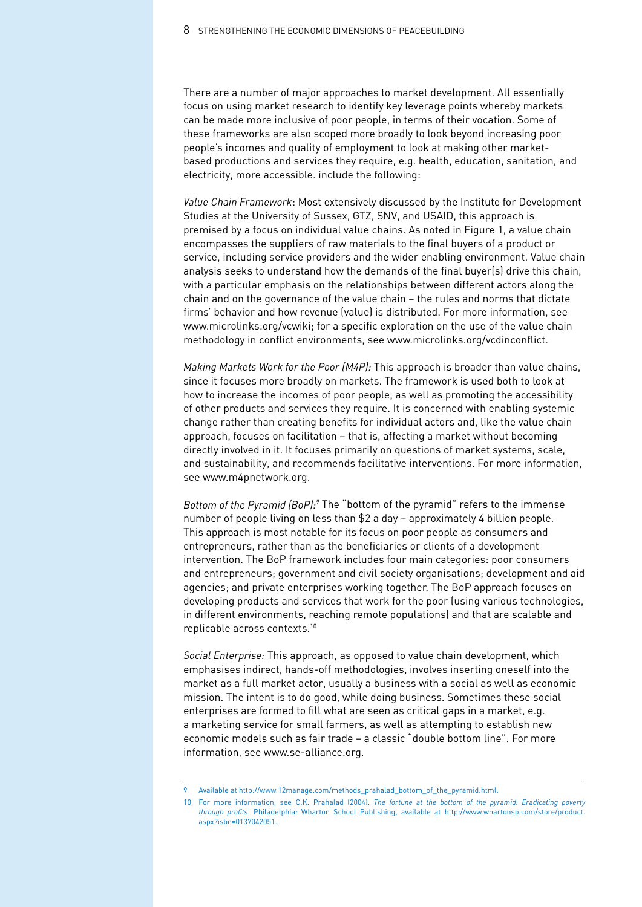There are a number of major approaches to market development. All essentially focus on using market research to identify key leverage points whereby markets can be made more inclusive of poor people, in terms of their vocation. Some of these frameworks are also scoped more broadly to look beyond increasing poor people's incomes and quality of employment to look at making other market-based productions and services they require, e.g. health, education, sanitation, and electricity, more accessible. include the following:

*Value Chain Framework*: Most extensively discussed by the Institute for Development Studies at the University of Sussex, GTZ, SNV, and USAID, this approach is premised by a focus on individual value chains. As noted in Figure 1, a value chain encompasses the suppliers of raw materials to the final buyers of a product or service, including service providers and the wider enabling environment. Value chain analysis seeks to understand how the demands of the final buyer(s) drive this chain, with a particular emphasis on the relationships between different actors along the chain and on the governance of the value chain – the rules and norms that dictate firms' behavior and how revenue (value) is distributed. For more information, see www.microlinks.org/vcwiki; for a specific exploration on the use of the value chain methodology in conflict environments, see www.microlinks.org/vcdinconflict.

*Making Markets Work for the Poor (M4P):* This approach is broader than value chains, since it focuses more broadly on markets. The framework is used both to look at how to increase the incomes of poor people, as well as promoting the accessibility of other products and services they require. It is concerned with enabling systemic change rather than creating benefits for individual actors and, like the value chain approach, focuses on facilitation – that is, affecting a market without becoming directly involved in it. It focuses primarily on questions of market systems, scale, and sustainability, and recommends facilitative interventions. For more information, see www.m4pnetwork.org.

*Bottom of the Pyramid (BoP):*[9] The "bottom of the pyramid" refers to the immense number of people living on less than $2 a day – approximately 4 billion people. This approach is most notable for its focus on poor people as consumers and entrepreneurs, rather than as the beneficiaries or clients of a development intervention. The BoP framework includes four main categories: poor consumers and entrepreneurs; government and civil society organisations; development and aid agencies; and private enterprises working together. The BoP approach focuses on developing products and services that work for the poor (using various technologies, in different environments, reaching remote populations) and that are scalable and replicable across contexts.[10]

*Social Enterprise:* This approach, as opposed to value chain development, which emphasises indirect, hands-off methodologies, involves inserting oneself into the market as a full market actor, usually a business with a social as well as economic mission. The intent is to do good, while doing business. Sometimes these social enterprises are formed to fill what are seen as critical gaps in a market, e.g. a marketing service for small farmers, as well as attempting to establish new economic models such as fair trade – a classic "double bottom line". For more information, see www.se-alliance.org.

---

9 Available at http://www.12manage.com/methods_prahalad_bottom_of_the_pyramid.html.

10 For more information, see C.K. Prahalad (2004). *The fortune at the bottom of the pyramid: Eradicating poverty through profits*. Philadelphia: Wharton School Publishing, available at http://www.whartonsp.com/store/product.aspx?isbn=0137042051.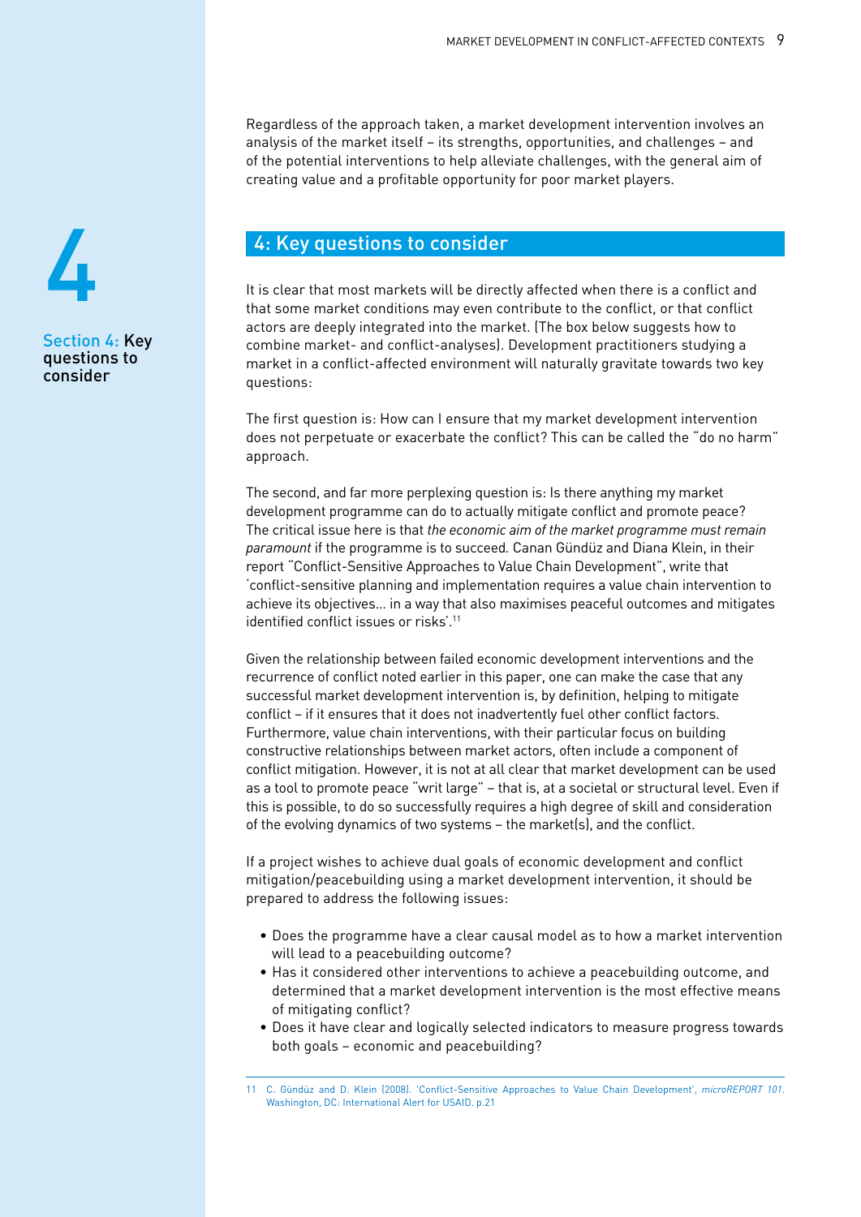Regardless of the approach taken, a market development intervention involves an analysis of the market itself – its strengths, opportunities, and challenges – and of the potential interventions to help alleviate challenges, with the general aim of creating value and a profitable opportunity for poor market players.

## 4: Key questions to consider

It is clear that most markets will be directly affected when there is a conflict and that some market conditions may even contribute to the conflict, or that conflict actors are deeply integrated into the market. (The box below suggests how to combine market- and conflict-analyses). Development practitioners studying a market in a conflict-affected environment will naturally gravitate towards two key questions:

The first question is: How can I ensure that my market development intervention does not perpetuate or exacerbate the conflict? This can be called the "do no harm" approach.

The second, and far more perplexing question is: Is there anything my market development programme can do to actually mitigate conflict and promote peace? The critical issue here is that *the economic aim of the market programme must remain paramount* if the programme is to succeed. Canan Gündüz and Diana Klein, in their report "Conflict-Sensitive Approaches to Value Chain Development", write that 'conflict-sensitive planning and implementation requires a value chain intervention to achieve its objectives… in a way that also maximises peaceful outcomes and mitigates identified conflict issues or risks'.[11]

Given the relationship between failed economic development interventions and the recurrence of conflict noted earlier in this paper, one can make the case that any successful market development intervention is, by definition, helping to mitigate conflict – if it ensures that it does not inadvertently fuel other conflict factors. Furthermore, value chain interventions, with their particular focus on building constructive relationships between market actors, often include a component of conflict mitigation. However, it is not at all clear that market development can be used as a tool to promote peace "writ large" – that is, at a societal or structural level. Even if this is possible, to do so successfully requires a high degree of skill and consideration of the evolving dynamics of two systems – the market(s), and the conflict.

If a project wishes to achieve dual goals of economic development and conflict mitigation/peacebuilding using a market development intervention, it should be prepared to address the following issues:

- Does the programme have a clear causal model as to how a market intervention will lead to a peacebuilding outcome?
- Has it considered other interventions to achieve a peacebuilding outcome, and determined that a market development intervention is the most effective means of mitigating conflict?
- Does it have clear and logically selected indicators to measure progress towards both goals – economic and peacebuilding?

11 C. Gündüz and D. Klein (2008). 'Conflict-Sensitive Approaches to Value Chain Development', *microREPORT 101*. Washington, DC: International Alert for USAID. p.21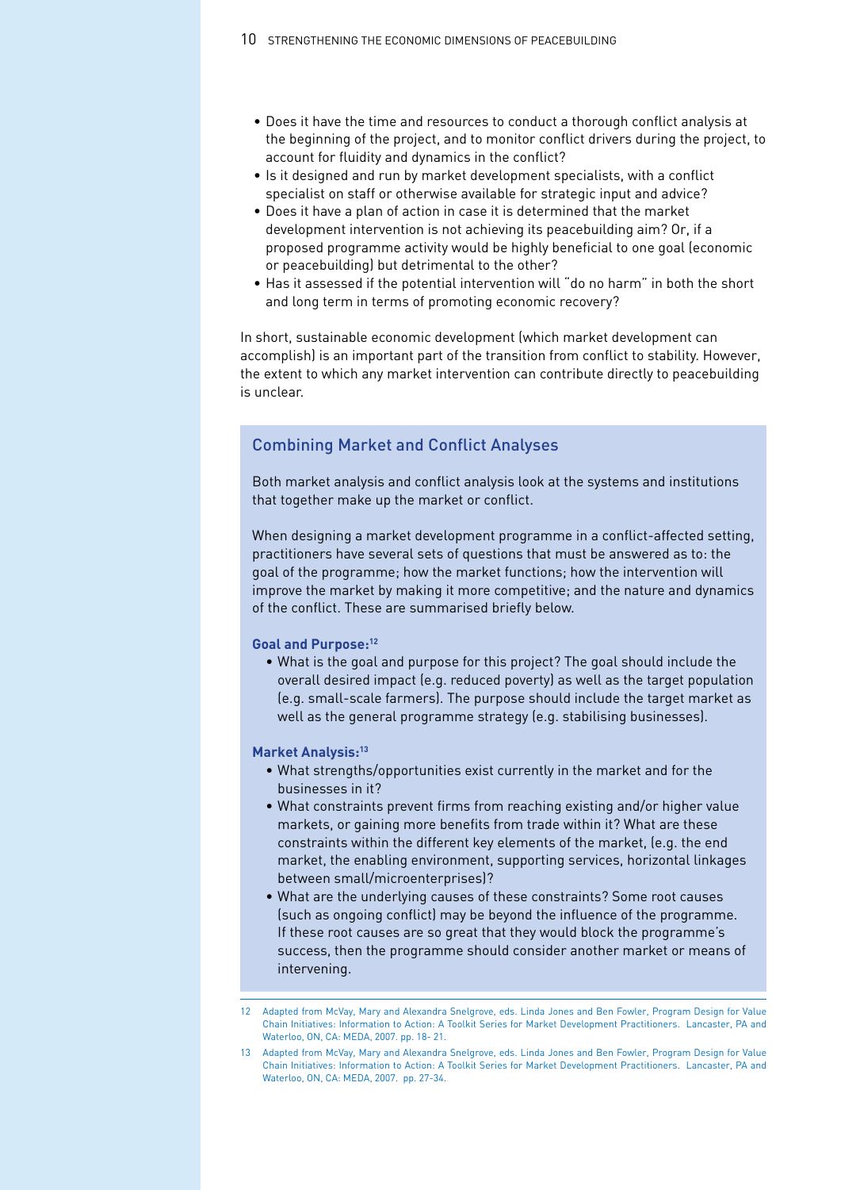- Does it have the time and resources to conduct a thorough conflict analysis at the beginning of the project, and to monitor conflict drivers during the project, to account for fluidity and dynamics in the conflict?
- Is it designed and run by market development specialists, with a conflict specialist on staff or otherwise available for strategic input and advice?
- Does it have a plan of action in case it is determined that the market development intervention is not achieving its peacebuilding aim? Or, if a proposed programme activity would be highly beneficial to one goal (economic or peacebuilding) but detrimental to the other?
- Has it assessed if the potential intervention will "do no harm" in both the short and long term in terms of promoting economic recovery?

In short, sustainable economic development (which market development can accomplish) is an important part of the transition from conflict to stability. However, the extent to which any market intervention can contribute directly to peacebuilding is unclear.

## Combining Market and Conflict Analyses

Both market analysis and conflict analysis look at the systems and institutions that together make up the market or conflict.

When designing a market development programme in a conflict-affected setting, practitioners have several sets of questions that must be answered as to: the goal of the programme; how the market functions; how the intervention will improve the market by making it more competitive; and the nature and dynamics of the conflict. These are summarised briefly below.

**Goal and Purpose:**[12]

- What is the goal and purpose for this project? The goal should include the overall desired impact (e.g. reduced poverty) as well as the target population (e.g. small-scale farmers). The purpose should include the target market as well as the general programme strategy (e.g. stabilising businesses).

**Market Analysis:**[13]

- What strengths/opportunities exist currently in the market and for the businesses in it?
- What constraints prevent firms from reaching existing and/or higher value markets, or gaining more benefits from trade within it? What are these constraints within the different key elements of the market, (e.g. the end market, the enabling environment, supporting services, horizontal linkages between small/microenterprises)?
- What are the underlying causes of these constraints? Some root causes (such as ongoing conflict) may be beyond the influence of the programme. If these root causes are so great that they would block the programme's success, then the programme should consider another market or means of intervening.

---

12 Adapted from McVay, Mary and Alexandra Snelgrove, eds. Linda Jones and Ben Fowler, Program Design for Value Chain Initiatives: Information to Action: A Toolkit Series for Market Development Practitioners. Lancaster, PA and Waterloo, ON, CA: MEDA, 2007. pp. 18- 21.

13 Adapted from McVay, Mary and Alexandra Snelgrove, eds. Linda Jones and Ben Fowler, Program Design for Value Chain Initiatives: Information to Action: A Toolkit Series for Market Development Practitioners. Lancaster, PA and Waterloo, ON, CA: MEDA, 2007. pp. 27-34.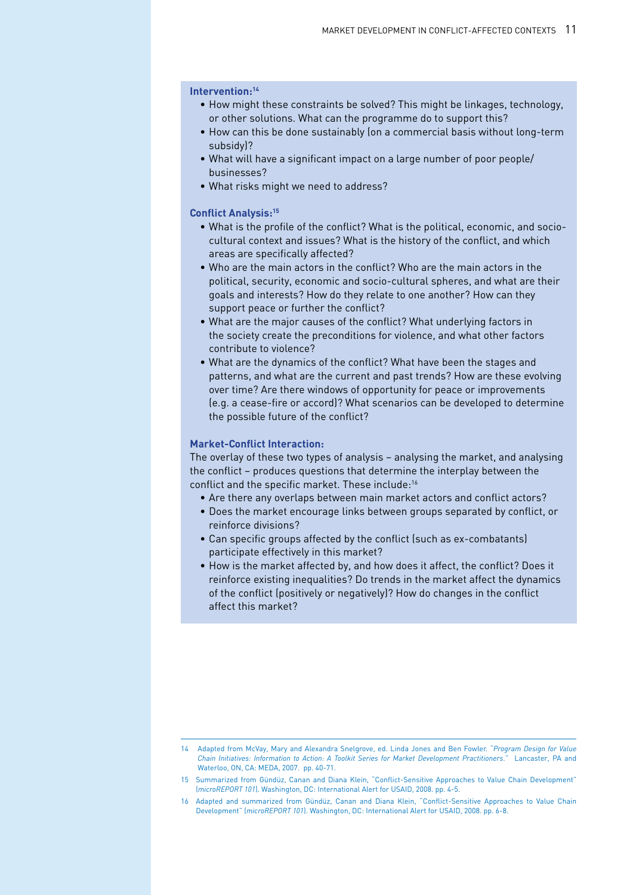**Intervention:**[14]

- How might these constraints be solved? This might be linkages, technology, or other solutions. What can the programme do to support this?
- How can this be done sustainably (on a commercial basis without long-term subsidy)?
- What will have a significant impact on a large number of poor people/ businesses?
- What risks might we need to address?

**Conflict Analysis:**[15]

- What is the profile of the conflict? What is the political, economic, and socio-cultural context and issues? What is the history of the conflict, and which areas are specifically affected?
- Who are the main actors in the conflict? Who are the main actors in the political, security, economic and socio-cultural spheres, and what are their goals and interests? How do they relate to one another? How can they support peace or further the conflict?
- What are the major causes of the conflict? What underlying factors in the society create the preconditions for violence, and what other factors contribute to violence?
- What are the dynamics of the conflict? What have been the stages and patterns, and what are the current and past trends? How are these evolving over time? Are there windows of opportunity for peace or improvements (e.g. a cease-fire or accord)? What scenarios can be developed to determine the possible future of the conflict?

**Market-Conflict Interaction:**

The overlay of these two types of analysis – analysing the market, and analysing the conflict – produces questions that determine the interplay between the conflict and the specific market. These include:[16]

- Are there any overlaps between main market actors and conflict actors?
- Does the market encourage links between groups separated by conflict, or reinforce divisions?
- Can specific groups affected by the conflict (such as ex-combatants) participate effectively in this market?
- How is the market affected by, and how does it affect, the conflict? Does it reinforce existing inequalities? Do trends in the market affect the dynamics of the conflict (positively or negatively)? How do changes in the conflict affect this market?

---

14 Adapted from McVay, Mary and Alexandra Snelgrove, ed. Linda Jones and Ben Fowler. "*Program Design for Value Chain Initiatives: Information to Action: A Toolkit Series for Market Development Practitioners.*" Lancaster, PA and Waterloo, ON, CA: MEDA, 2007. pp. 40-71.

15 Summarized from Gündüz, Canan and Diana Klein, "Conflict-Sensitive Approaches to Value Chain Development" (*microREPORT 101*). Washington, DC: International Alert for USAID, 2008. pp. 4-5.

16 Adapted and summarized from Gündüz, Canan and Diana Klein, "Conflict-Sensitive Approaches to Value Chain Development" (*microREPORT 101*). Washington, DC: International Alert for USAID, 2008. pp. 6-8.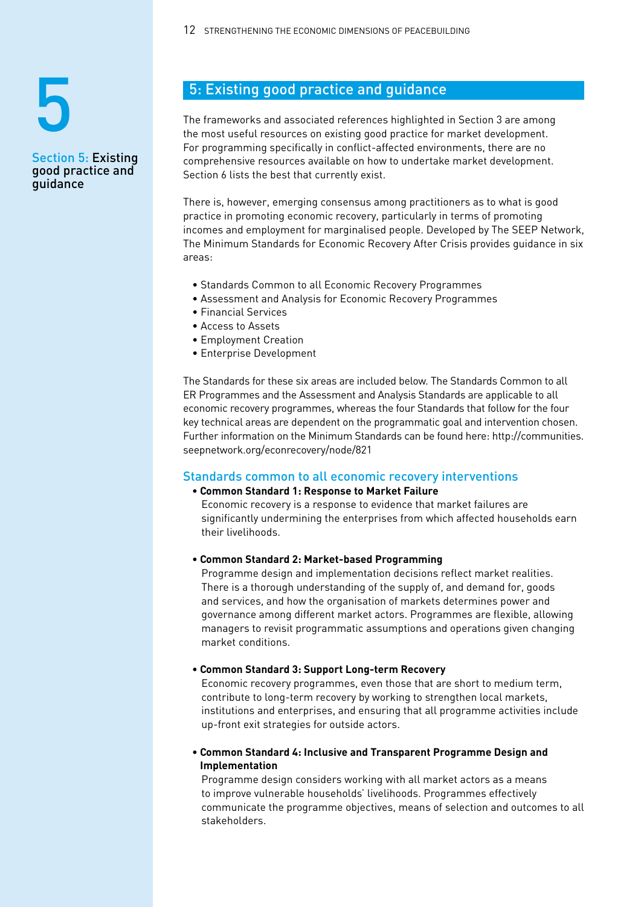# 5: Existing good practice and guidance

The frameworks and associated references highlighted in Section 3 are among the most useful resources on existing good practice for market development. For programming specifically in conflict-affected environments, there are no comprehensive resources available on how to undertake market development. Section 6 lists the best that currently exist.

There is, however, emerging consensus among practitioners as to what is good practice in promoting economic recovery, particularly in terms of promoting incomes and employment for marginalised people. Developed by The SEEP Network, The Minimum Standards for Economic Recovery After Crisis provides guidance in six areas:

- Standards Common to all Economic Recovery Programmes
- Assessment and Analysis for Economic Recovery Programmes
- Financial Services
- Access to Assets
- Employment Creation
- Enterprise Development

The Standards for these six areas are included below. The Standards Common to all ER Programmes and the Assessment and Analysis Standards are applicable to all economic recovery programmes, whereas the four Standards that follow for the four key technical areas are dependent on the programmatic goal and intervention chosen. Further information on the Minimum Standards can be found here: http://communities.seepnetwork.org/econrecovery/node/821

## Standards common to all economic recovery interventions

- **Common Standard 1: Response to Market Failure**
  Economic recovery is a response to evidence that market failures are significantly undermining the enterprises from which affected households earn their livelihoods.

- **Common Standard 2: Market-based Programming**
  Programme design and implementation decisions reflect market realities. There is a thorough understanding of the supply of, and demand for, goods and services, and how the organisation of markets determines power and governance among different market actors. Programmes are flexible, allowing managers to revisit programmatic assumptions and operations given changing market conditions.

- **Common Standard 3: Support Long-term Recovery**
  Economic recovery programmes, even those that are short to medium term, contribute to long-term recovery by working to strengthen local markets, institutions and enterprises, and ensuring that all programme activities include up-front exit strategies for outside actors.

- **Common Standard 4: Inclusive and Transparent Programme Design and Implementation**
  Programme design considers working with all market actors as a means to improve vulnerable households' livelihoods. Programmes effectively communicate the programme objectives, means of selection and outcomes to all stakeholders.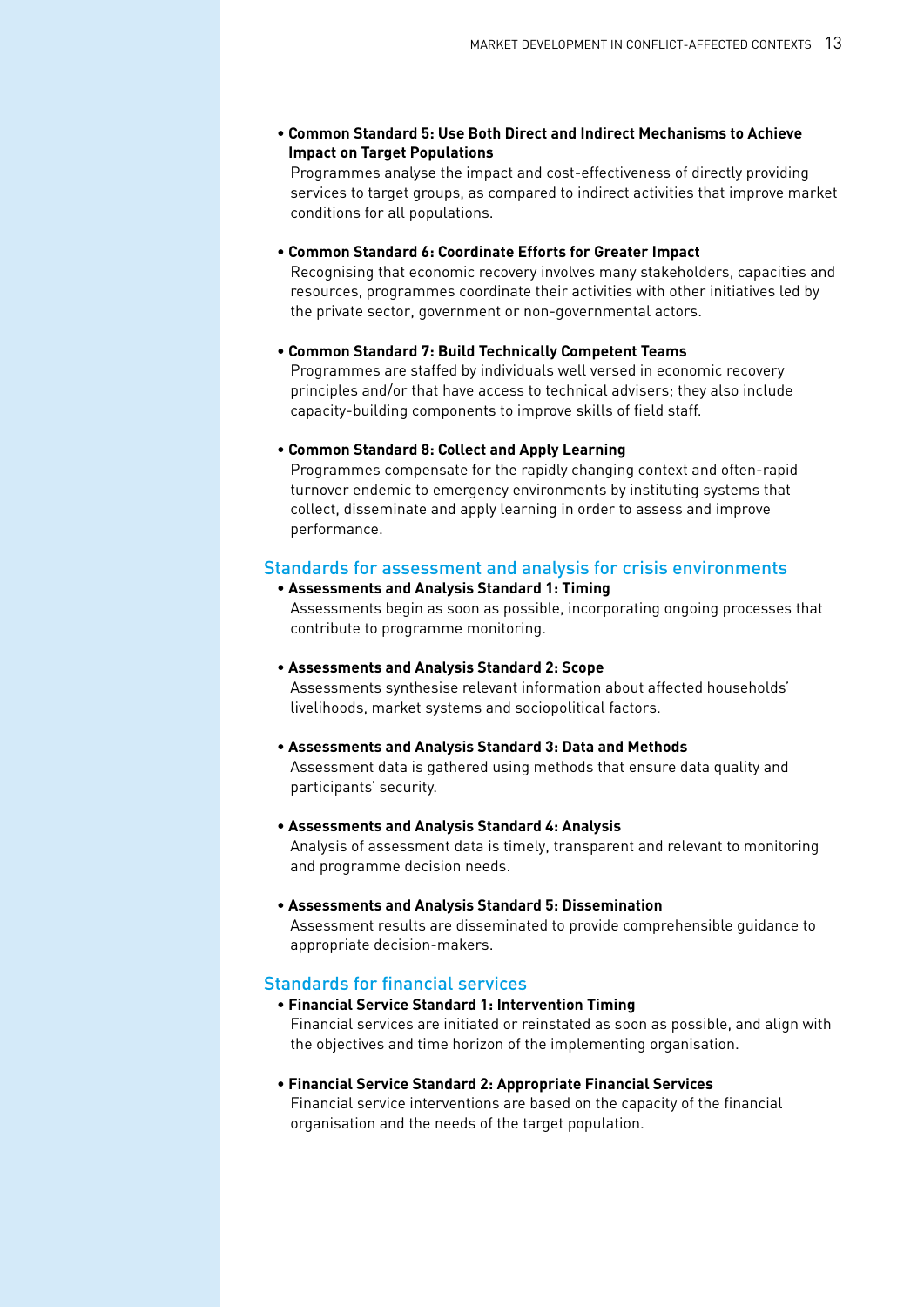- **Common Standard 5: Use Both Direct and Indirect Mechanisms to Achieve Impact on Target Populations**
  Programmes analyse the impact and cost-effectiveness of directly providing services to target groups, as compared to indirect activities that improve market conditions for all populations.

- **Common Standard 6: Coordinate Efforts for Greater Impact**
  Recognising that economic recovery involves many stakeholders, capacities and resources, programmes coordinate their activities with other initiatives led by the private sector, government or non-governmental actors.

- **Common Standard 7: Build Technically Competent Teams**
  Programmes are staffed by individuals well versed in economic recovery principles and/or that have access to technical advisers; they also include capacity-building components to improve skills of field staff.

- **Common Standard 8: Collect and Apply Learning**
  Programmes compensate for the rapidly changing context and often-rapid turnover endemic to emergency environments by instituting systems that collect, disseminate and apply learning in order to assess and improve performance.

## Standards for assessment and analysis for crisis environments

- **Assessments and Analysis Standard 1: Timing**
  Assessments begin as soon as possible, incorporating ongoing processes that contribute to programme monitoring.

- **Assessments and Analysis Standard 2: Scope**
  Assessments synthesise relevant information about affected households' livelihoods, market systems and sociopolitical factors.

- **Assessments and Analysis Standard 3: Data and Methods**
  Assessment data is gathered using methods that ensure data quality and participants' security.

- **Assessments and Analysis Standard 4: Analysis**
  Analysis of assessment data is timely, transparent and relevant to monitoring and programme decision needs.

- **Assessments and Analysis Standard 5: Dissemination**
  Assessment results are disseminated to provide comprehensible guidance to appropriate decision-makers.

## Standards for financial services

- **Financial Service Standard 1: Intervention Timing**
  Financial services are initiated or reinstated as soon as possible, and align with the objectives and time horizon of the implementing organisation.

- **Financial Service Standard 2: Appropriate Financial Services**
  Financial service interventions are based on the capacity of the financial organisation and the needs of the target population.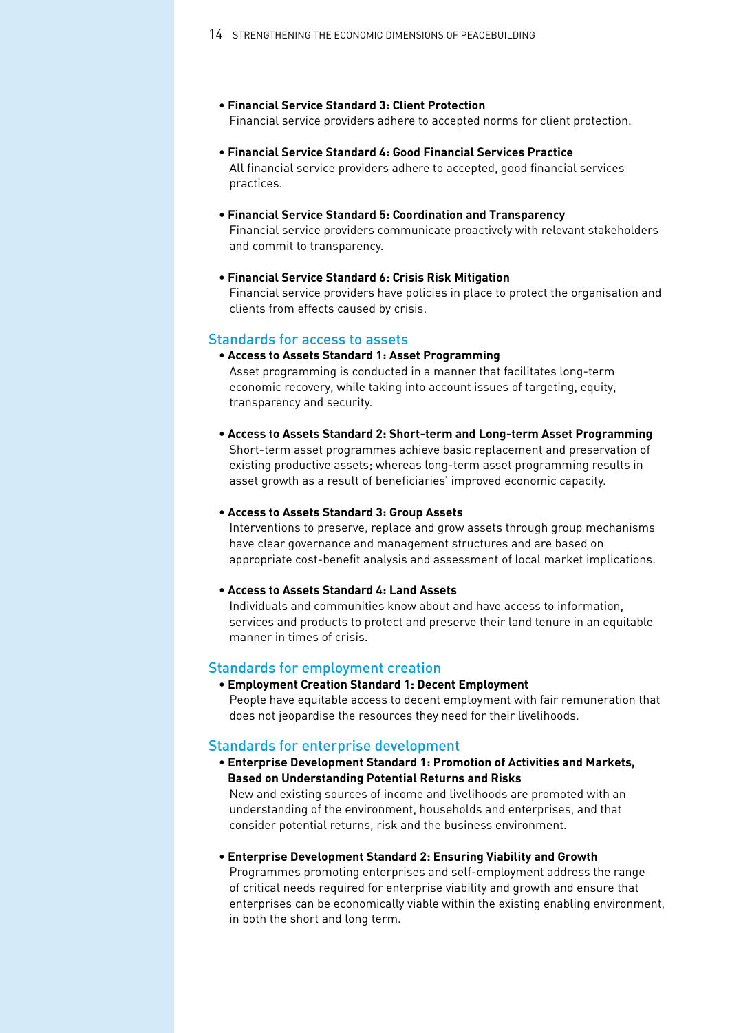- **Financial Service Standard 3: Client Protection**
  Financial service providers adhere to accepted norms for client protection.

- **Financial Service Standard 4: Good Financial Services Practice**
  All financial service providers adhere to accepted, good financial services practices.

- **Financial Service Standard 5: Coordination and Transparency**
  Financial service providers communicate proactively with relevant stakeholders and commit to transparency.

- **Financial Service Standard 6: Crisis Risk Mitigation**
  Financial service providers have policies in place to protect the organisation and clients from effects caused by crisis.

## Standards for access to assets

- **Access to Assets Standard 1: Asset Programming**
  Asset programming is conducted in a manner that facilitates long-term economic recovery, while taking into account issues of targeting, equity, transparency and security.

- **Access to Assets Standard 2: Short-term and Long-term Asset Programming**
  Short-term asset programmes achieve basic replacement and preservation of existing productive assets; whereas long-term asset programming results in asset growth as a result of beneficiaries' improved economic capacity.

- **Access to Assets Standard 3: Group Assets**
  Interventions to preserve, replace and grow assets through group mechanisms have clear governance and management structures and are based on appropriate cost-benefit analysis and assessment of local market implications.

- **Access to Assets Standard 4: Land Assets**
  Individuals and communities know about and have access to information, services and products to protect and preserve their land tenure in an equitable manner in times of crisis.

## Standards for employment creation

- **Employment Creation Standard 1: Decent Employment**
  People have equitable access to decent employment with fair remuneration that does not jeopardise the resources they need for their livelihoods.

## Standards for enterprise development

- **Enterprise Development Standard 1: Promotion of Activities and Markets, Based on Understanding Potential Returns and Risks**
  New and existing sources of income and livelihoods are promoted with an understanding of the environment, households and enterprises, and that consider potential returns, risk and the business environment.

- **Enterprise Development Standard 2: Ensuring Viability and Growth**
  Programmes promoting enterprises and self-employment address the range of critical needs required for enterprise viability and growth and ensure that enterprises can be economically viable within the existing enabling environment, in both the short and long term.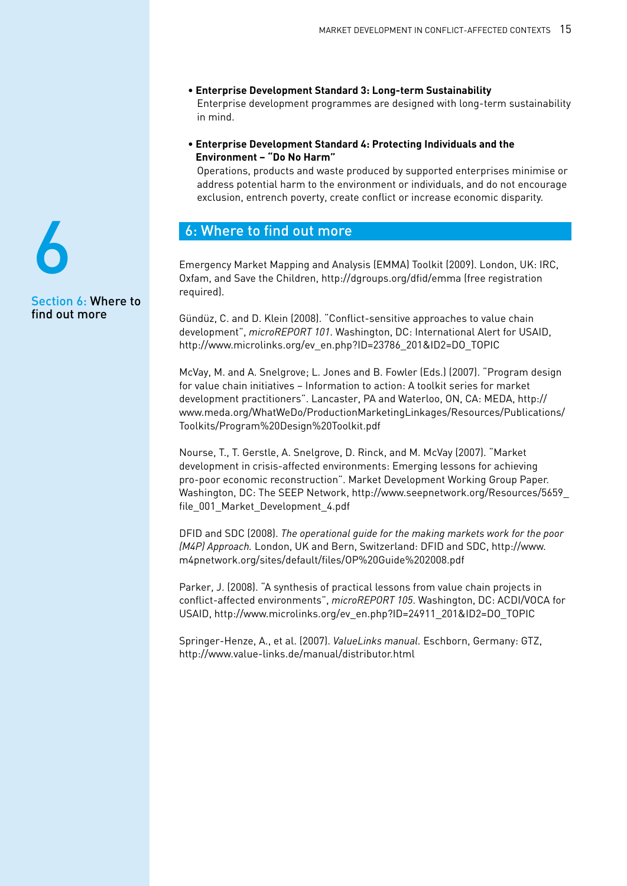- **Enterprise Development Standard 3: Long-term Sustainability**
  Enterprise development programmes are designed with long-term sustainability in mind.

- **Enterprise Development Standard 4: Protecting Individuals and the Environment – "Do No Harm"**
  Operations, products and waste produced by supported enterprises minimise or address potential harm to the environment or individuals, and do not encourage exclusion, entrench poverty, create conflict or increase economic disparity.

## 6: Where to find out more

Emergency Market Mapping and Analysis (EMMA) Toolkit (2009). London, UK: IRC, Oxfam, and Save the Children, http://dgroups.org/dfid/emma (free registration required).

Gündüz, C. and D. Klein (2008). "Conflict-sensitive approaches to value chain development", *microREPORT 101*. Washington, DC: International Alert for USAID, http://www.microlinks.org/ev_en.php?ID=23786_201&ID2=DO_TOPIC

McVay, M. and A. Snelgrove; L. Jones and B. Fowler (Eds.) (2007). "Program design for value chain initiatives – Information to action: A toolkit series for market development practitioners". Lancaster, PA and Waterloo, ON, CA: MEDA, http://www.meda.org/WhatWeDo/ProductionMarketingLinkages/Resources/Publications/Toolkits/Program%20Design%20Toolkit.pdf

Nourse, T., T. Gerstle, A. Snelgrove, D. Rinck, and M. McVay (2007). "Market development in crisis-affected environments: Emerging lessons for achieving pro-poor economic reconstruction". Market Development Working Group Paper. Washington, DC: The SEEP Network, http://www.seepnetwork.org/Resources/5659_file_001_Market_Development_4.pdf

DFID and SDC (2008). *The operational guide for the making markets work for the poor (M4P) Approach.* London, UK and Bern, Switzerland: DFID and SDC, http://www.m4pnetwork.org/sites/default/files/OP%20Guide%202008.pdf

Parker, J. (2008). "A synthesis of practical lessons from value chain projects in conflict-affected environments", *microREPORT 105*. Washington, DC: ACDI/VOCA for USAID, http://www.microlinks.org/ev_en.php?ID=24911_201&ID2=DO_TOPIC

Springer-Henze, A., et al. (2007). *ValueLinks manual.* Eschborn, Germany: GTZ, http://www.value-links.de/manual/distributor.html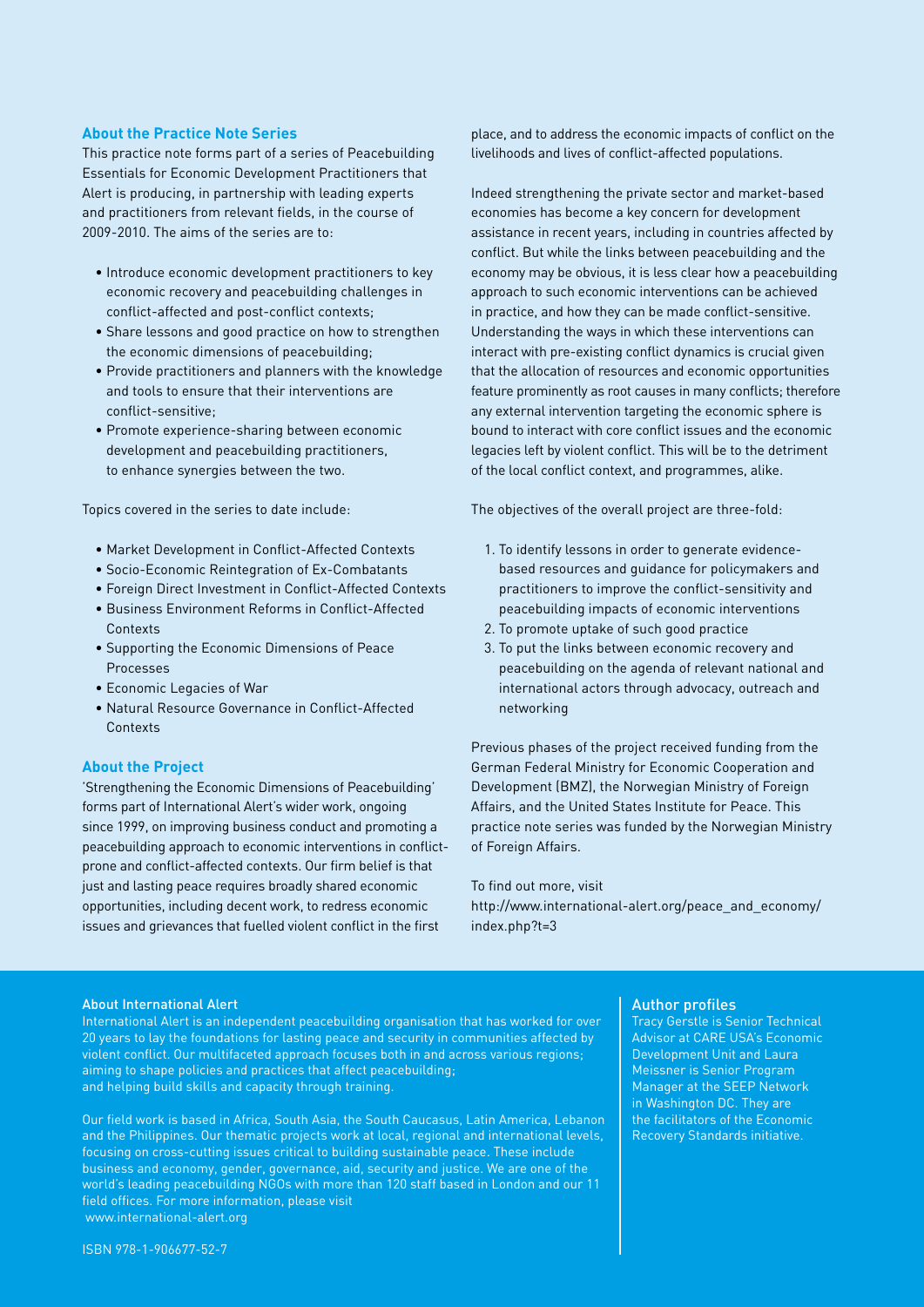## About the Practice Note Series

This practice note forms part of a series of Peacebuilding Essentials for Economic Development Practitioners that Alert is producing, in partnership with leading experts and practitioners from relevant fields, in the course of 2009-2010. The aims of the series are to:

- Introduce economic development practitioners to key economic recovery and peacebuilding challenges in conflict-affected and post-conflict contexts;
- Share lessons and good practice on how to strengthen the economic dimensions of peacebuilding;
- Provide practitioners and planners with the knowledge and tools to ensure that their interventions are conflict-sensitive;
- Promote experience-sharing between economic development and peacebuilding practitioners, to enhance synergies between the two.

Topics covered in the series to date include:

- Market Development in Conflict-Affected Contexts
- Socio-Economic Reintegration of Ex-Combatants
- Foreign Direct Investment in Conflict-Affected Contexts
- Business Environment Reforms in Conflict-Affected Contexts
- Supporting the Economic Dimensions of Peace Processes
- Economic Legacies of War
- Natural Resource Governance in Conflict-Affected Contexts

## About the Project

'Strengthening the Economic Dimensions of Peacebuilding' forms part of International Alert's wider work, ongoing since 1999, on improving business conduct and promoting a peacebuilding approach to economic interventions in conflict-prone and conflict-affected contexts. Our firm belief is that just and lasting peace requires broadly shared economic opportunities, including decent work, to redress economic issues and grievances that fuelled violent conflict in the first place, and to address the economic impacts of conflict on the livelihoods and lives of conflict-affected populations.

Indeed strengthening the private sector and market-based economies has become a key concern for development assistance in recent years, including in countries affected by conflict. But while the links between peacebuilding and the economy may be obvious, it is less clear how a peacebuilding approach to such economic interventions can be achieved in practice, and how they can be made conflict-sensitive. Understanding the ways in which these interventions can interact with pre-existing conflict dynamics is crucial given that the allocation of resources and economic opportunities feature prominently as root causes in many conflicts; therefore any external intervention targeting the economic sphere is bound to interact with core conflict issues and the economic legacies left by violent conflict. This will be to the detriment of the local conflict context, and programmes, alike.

The objectives of the overall project are three-fold:

1. To identify lessons in order to generate evidence-based resources and guidance for policymakers and practitioners to improve the conflict-sensitivity and peacebuilding impacts of economic interventions
2. To promote uptake of such good practice
3. To put the links between economic recovery and peacebuilding on the agenda of relevant national and international actors through advocacy, outreach and networking

Previous phases of the project received funding from the German Federal Ministry for Economic Cooperation and Development (BMZ), the Norwegian Ministry of Foreign Affairs, and the United States Institute for Peace. This practice note series was funded by the Norwegian Ministry of Foreign Affairs.

To find out more, visit
http://www.international-alert.org/peace_and_economy/index.php?t=3

### About International Alert

International Alert is an independent peacebuilding organisation that has worked for over 20 years to lay the foundations for lasting peace and security in communities affected by violent conflict. Our multifaceted approach focuses both in and across various regions; aiming to shape policies and practices that affect peacebuilding; and helping build skills and capacity through training.

Our field work is based in Africa, South Asia, the South Caucasus, Latin America, Lebanon and the Philippines. Our thematic projects work at local, regional and international levels, focusing on cross-cutting issues critical to building sustainable peace. These include business and economy, gender, governance, aid, security and justice. We are one of the world's leading peacebuilding NGOs with more than 120 staff based in London and our 11 field offices. For more information, please visit www.international-alert.org

ISBN 978-1-906677-52-7

### Author profiles

Tracy Gerstle is Senior Technical Advisor at CARE USA's Economic Development Unit and Laura Meissner is Senior Program Manager at the SEEP Network in Washington DC. They are the facilitators of the Economic Recovery Standards initiative.